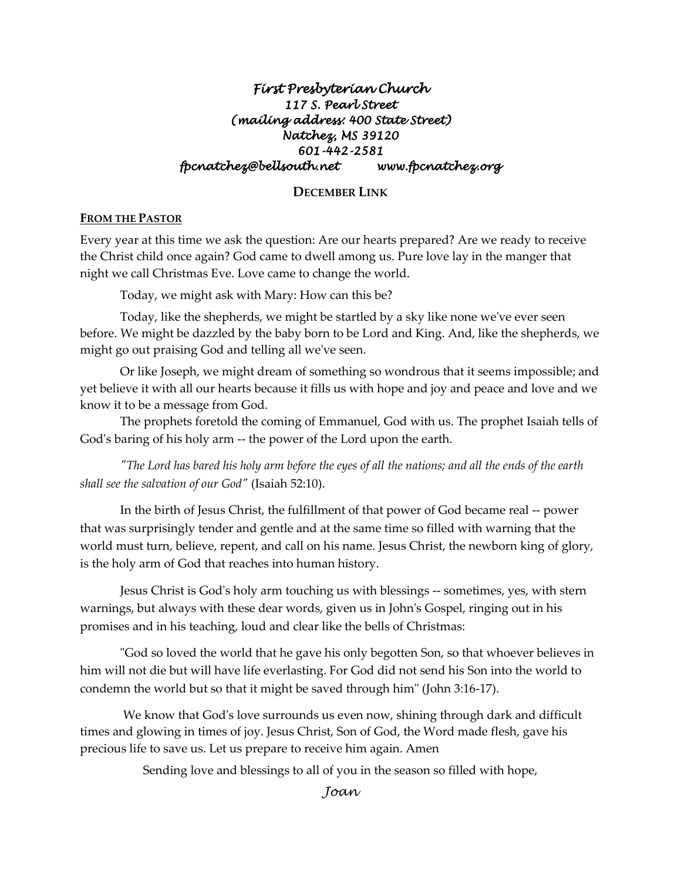*First Presbyterian Church*
*117 S. Pearl Street*
*(mailing address: 400 State Street)*
*Natchez, MS 39120*
*601-442-2581*
*fpcnatchez@bellsouth.net www.fpcnatchez.org*

## DECEMBER LINK

### FROM THE PASTOR

Every year at this time we ask the question: Are our hearts prepared? Are we ready to receive the Christ child once again? God came to dwell among us. Pure love lay in the manger that night we call Christmas Eve. Love came to change the world.

Today, we might ask with Mary: How can this be?

Today, like the shepherds, we might be startled by a sky like none we've ever seen before. We might be dazzled by the baby born to be Lord and King. And, like the shepherds, we might go out praising God and telling all we've seen.

Or like Joseph, we might dream of something so wondrous that it seems impossible; and yet believe it with all our hearts because it fills us with hope and joy and peace and love and we know it to be a message from God.

The prophets foretold the coming of Emmanuel, God with us. The prophet Isaiah tells of God's baring of his holy arm -- the power of the Lord upon the earth.

*"The Lord has bared his holy arm before the eyes of all the nations; and all the ends of the earth shall see the salvation of our God"* (Isaiah 52:10).

In the birth of Jesus Christ, the fulfillment of that power of God became real -- power that was surprisingly tender and gentle and at the same time so filled with warning that the world must turn, believe, repent, and call on his name. Jesus Christ, the newborn king of glory, is the holy arm of God that reaches into human history.

Jesus Christ is God's holy arm touching us with blessings -- sometimes, yes, with stern warnings, but always with these dear words, given us in John's Gospel, ringing out in his promises and in his teaching, loud and clear like the bells of Christmas:

"God so loved the world that he gave his only begotten Son, so that whoever believes in him will not die but will have life everlasting. For God did not send his Son into the world to condemn the world but so that it might be saved through him" (John 3:16-17).

We know that God's love surrounds us even now, shining through dark and difficult times and glowing in times of joy. Jesus Christ, Son of God, the Word made flesh, gave his precious life to save us. Let us prepare to receive him again. Amen

Sending love and blessings to all of you in the season so filled with hope,

*Joan*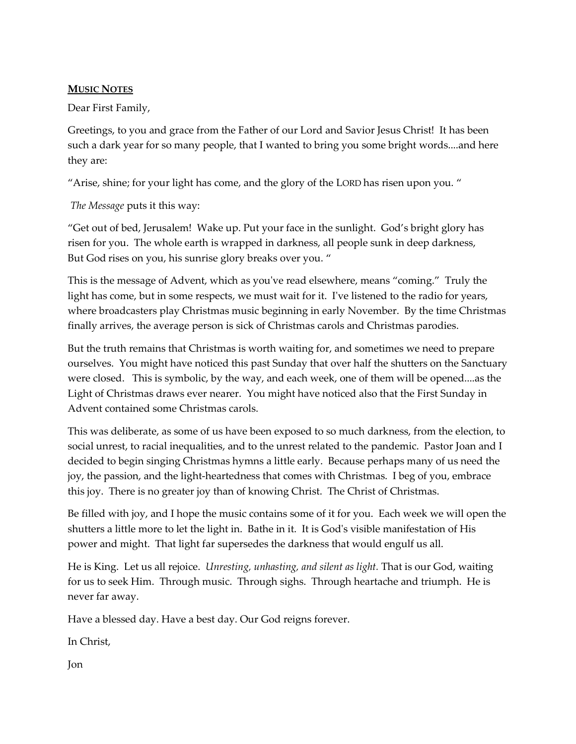**MUSIC NOTES**

Dear First Family,

Greetings, to you and grace from the Father of our Lord and Savior Jesus Christ! It has been such a dark year for so many people, that I wanted to bring you some bright words....and here they are:

"Arise, shine; for your light has come, and the glory of the LORD has risen upon you. "

*The Message* puts it this way:

"Get out of bed, Jerusalem! Wake up. Put your face in the sunlight. God's bright glory has risen for you. The whole earth is wrapped in darkness, all people sunk in deep darkness, But God rises on you, his sunrise glory breaks over you. "

This is the message of Advent, which as you've read elsewhere, means "coming." Truly the light has come, but in some respects, we must wait for it. I've listened to the radio for years, where broadcasters play Christmas music beginning in early November. By the time Christmas finally arrives, the average person is sick of Christmas carols and Christmas parodies.

But the truth remains that Christmas is worth waiting for, and sometimes we need to prepare ourselves. You might have noticed this past Sunday that over half the shutters on the Sanctuary were closed. This is symbolic, by the way, and each week, one of them will be opened....as the Light of Christmas draws ever nearer. You might have noticed also that the First Sunday in Advent contained some Christmas carols.

This was deliberate, as some of us have been exposed to so much darkness, from the election, to social unrest, to racial inequalities, and to the unrest related to the pandemic. Pastor Joan and I decided to begin singing Christmas hymns a little early. Because perhaps many of us need the joy, the passion, and the light-heartedness that comes with Christmas. I beg of you, embrace this joy. There is no greater joy than of knowing Christ. The Christ of Christmas.

Be filled with joy, and I hope the music contains some of it for you. Each week we will open the shutters a little more to let the light in. Bathe in it. It is God's visible manifestation of His power and might. That light far supersedes the darkness that would engulf us all.

He is King. Let us all rejoice. *Unresting, unhasting, and silent as light.* That is our God, waiting for us to seek Him. Through music. Through sighs. Through heartache and triumph. He is never far away.

Have a blessed day. Have a best day. Our God reigns forever.

In Christ,

Jon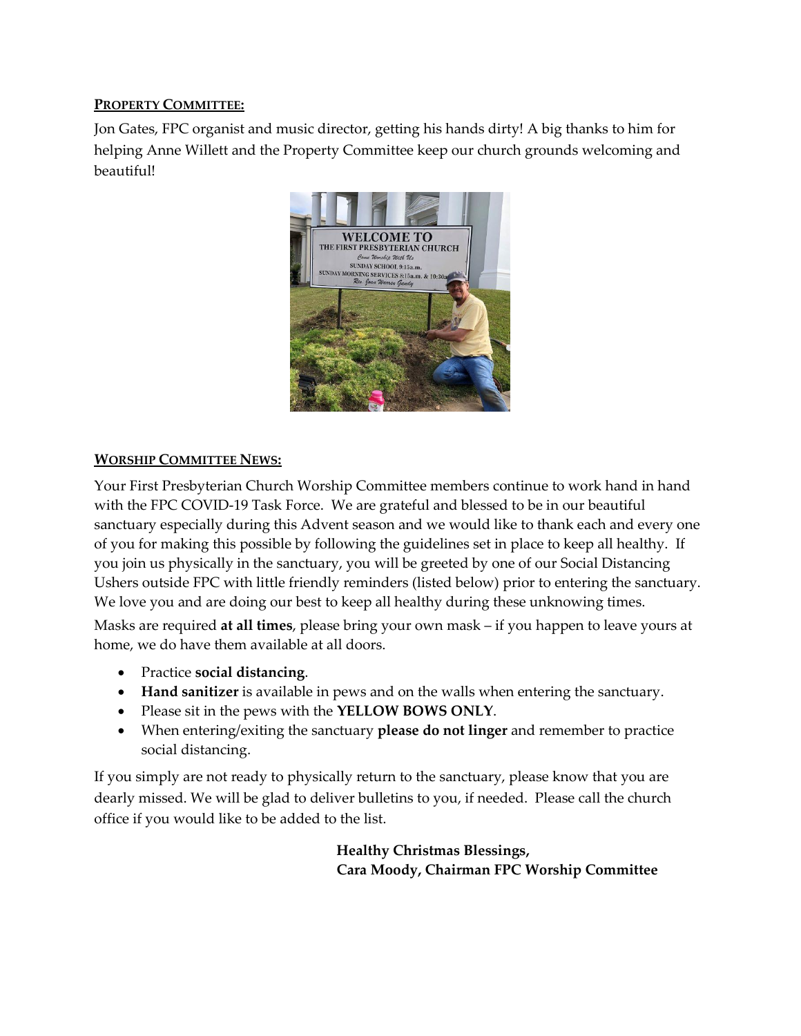**PROPERTY COMMITTEE:**

Jon Gates, FPC organist and music director, getting his hands dirty! A big thanks to him for helping Anne Willett and the Property Committee keep our church grounds welcoming and beautiful!

**WORSHIP COMMITTEE NEWS:**

Your First Presbyterian Church Worship Committee members continue to work hand in hand with the FPC COVID-19 Task Force. We are grateful and blessed to be in our beautiful sanctuary especially during this Advent season and we would like to thank each and every one of you for making this possible by following the guidelines set in place to keep all healthy. If you join us physically in the sanctuary, you will be greeted by one of our Social Distancing Ushers outside FPC with little friendly reminders (listed below) prior to entering the sanctuary. We love you and are doing our best to keep all healthy during these unknowing times.

Masks are required **at all times**, please bring your own mask – if you happen to leave yours at home, we do have them available at all doors.

- Practice **social distancing**.
- **Hand sanitizer** is available in pews and on the walls when entering the sanctuary.
- Please sit in the pews with the **YELLOW BOWS ONLY**.
- When entering/exiting the sanctuary **please do not linger** and remember to practice social distancing.

If you simply are not ready to physically return to the sanctuary, please know that you are dearly missed. We will be glad to deliver bulletins to you, if needed. Please call the church office if you would like to be added to the list.

**Healthy Christmas Blessings,**
**Cara Moody, Chairman FPC Worship Committee**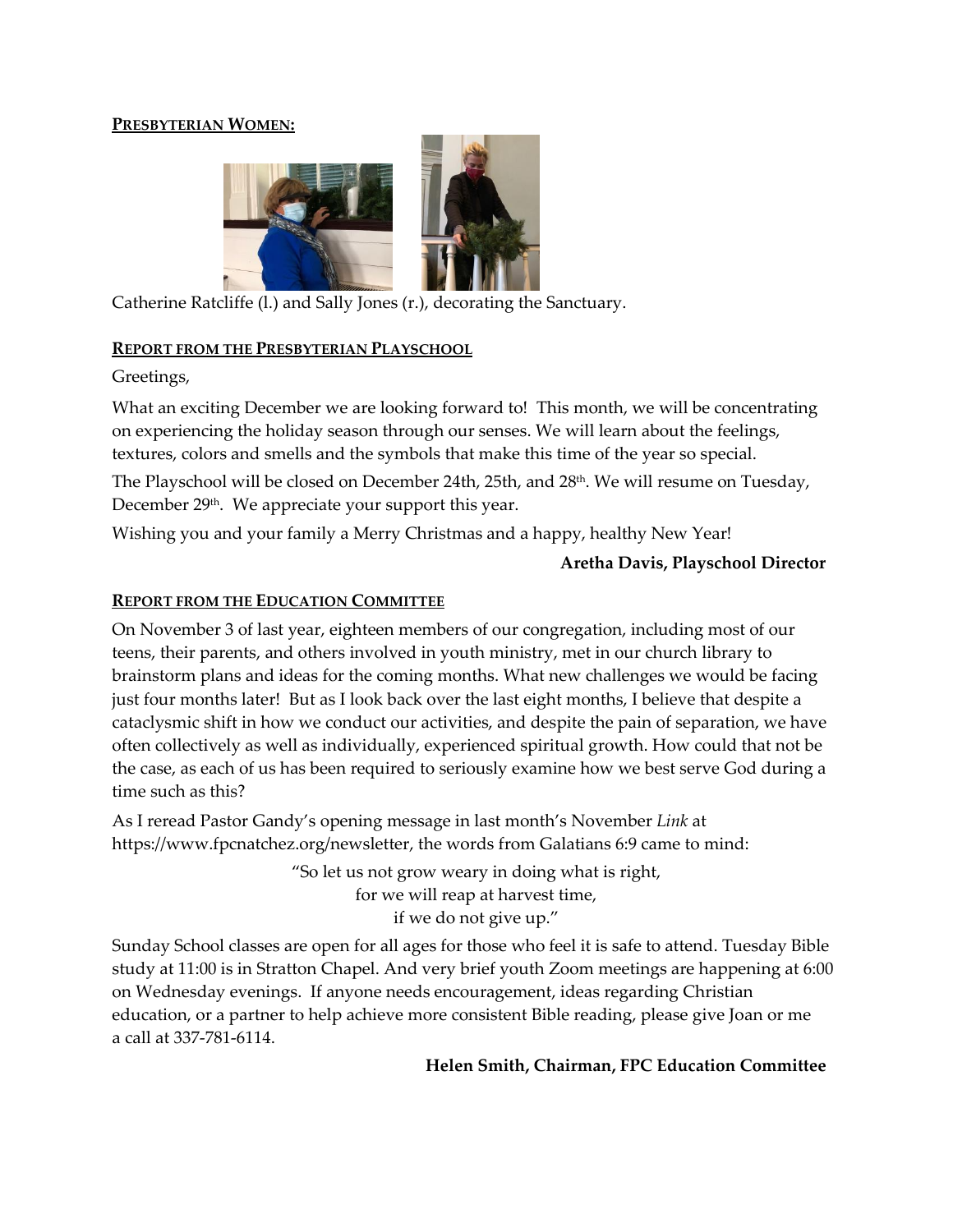**PRESBYTERIAN WOMEN:**

Catherine Ratcliffe (l.) and Sally Jones (r.), decorating the Sanctuary.

**REPORT FROM THE PRESBYTERIAN PLAYSCHOOL**

Greetings,

What an exciting December we are looking forward to! This month, we will be concentrating on experiencing the holiday season through our senses. We will learn about the feelings, textures, colors and smells and the symbols that make this time of the year so special.

The Playschool will be closed on December 24th, 25th, and 28th. We will resume on Tuesday, December 29th. We appreciate your support this year.

Wishing you and your family a Merry Christmas and a happy, healthy New Year!

**Aretha Davis, Playschool Director**

**REPORT FROM THE EDUCATION COMMITTEE**

On November 3 of last year, eighteen members of our congregation, including most of our teens, their parents, and others involved in youth ministry, met in our church library to brainstorm plans and ideas for the coming months. What new challenges we would be facing just four months later! But as I look back over the last eight months, I believe that despite a cataclysmic shift in how we conduct our activities, and despite the pain of separation, we have often collectively as well as individually, experienced spiritual growth. How could that not be the case, as each of us has been required to seriously examine how we best serve God during a time such as this?

As I reread Pastor Gandy's opening message in last month's November *Link* at https://www.fpcnatchez.org/newsletter, the words from Galatians 6:9 came to mind:

"So let us not grow weary in doing what is right,
for we will reap at harvest time,
if we do not give up."

Sunday School classes are open for all ages for those who feel it is safe to attend. Tuesday Bible study at 11:00 is in Stratton Chapel. And very brief youth Zoom meetings are happening at 6:00 on Wednesday evenings. If anyone needs encouragement, ideas regarding Christian education, or a partner to help achieve more consistent Bible reading, please give Joan or me a call at 337-781-6114.

**Helen Smith, Chairman, FPC Education Committee**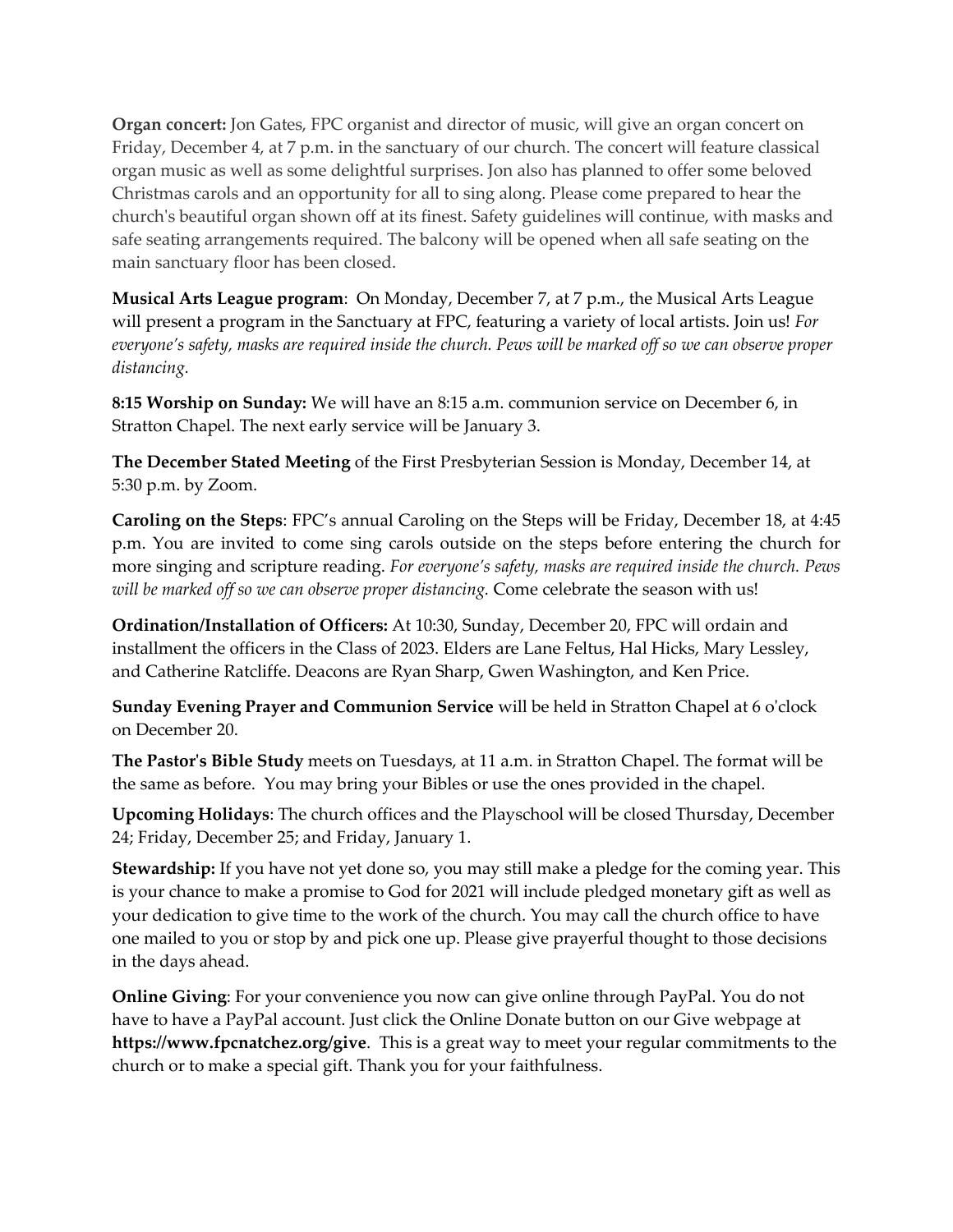**Organ concert:** Jon Gates, FPC organist and director of music, will give an organ concert on Friday, December 4, at 7 p.m. in the sanctuary of our church. The concert will feature classical organ music as well as some delightful surprises. Jon also has planned to offer some beloved Christmas carols and an opportunity for all to sing along. Please come prepared to hear the church's beautiful organ shown off at its finest. Safety guidelines will continue, with masks and safe seating arrangements required. The balcony will be opened when all safe seating on the main sanctuary floor has been closed.

**Musical Arts League program**: On Monday, December 7, at 7 p.m., the Musical Arts League will present a program in the Sanctuary at FPC, featuring a variety of local artists. Join us! *For everyone's safety, masks are required inside the church. Pews will be marked off so we can observe proper distancing.*

**8:15 Worship on Sunday:** We will have an 8:15 a.m. communion service on December 6, in Stratton Chapel. The next early service will be January 3.

**The December Stated Meeting** of the First Presbyterian Session is Monday, December 14, at 5:30 p.m. by Zoom.

**Caroling on the Steps**: FPC's annual Caroling on the Steps will be Friday, December 18, at 4:45 p.m. You are invited to come sing carols outside on the steps before entering the church for more singing and scripture reading. *For everyone's safety, masks are required inside the church. Pews will be marked off so we can observe proper distancing.* Come celebrate the season with us!

**Ordination/Installation of Officers:** At 10:30, Sunday, December 20, FPC will ordain and installment the officers in the Class of 2023. Elders are Lane Feltus, Hal Hicks, Mary Lessley, and Catherine Ratcliffe. Deacons are Ryan Sharp, Gwen Washington, and Ken Price.

**Sunday Evening Prayer and Communion Service** will be held in Stratton Chapel at 6 o'clock on December 20.

**The Pastor's Bible Study** meets on Tuesdays, at 11 a.m. in Stratton Chapel. The format will be the same as before. You may bring your Bibles or use the ones provided in the chapel.

**Upcoming Holidays**: The church offices and the Playschool will be closed Thursday, December 24; Friday, December 25; and Friday, January 1.

**Stewardship:** If you have not yet done so, you may still make a pledge for the coming year. This is your chance to make a promise to God for 2021 will include pledged monetary gift as well as your dedication to give time to the work of the church. You may call the church office to have one mailed to you or stop by and pick one up. Please give prayerful thought to those decisions in the days ahead.

**Online Giving**: For your convenience you now can give online through PayPal. You do not have to have a PayPal account. Just click the Online Donate button on our Give webpage at **https://www.fpcnatchez.org/give**. This is a great way to meet your regular commitments to the church or to make a special gift. Thank you for your faithfulness.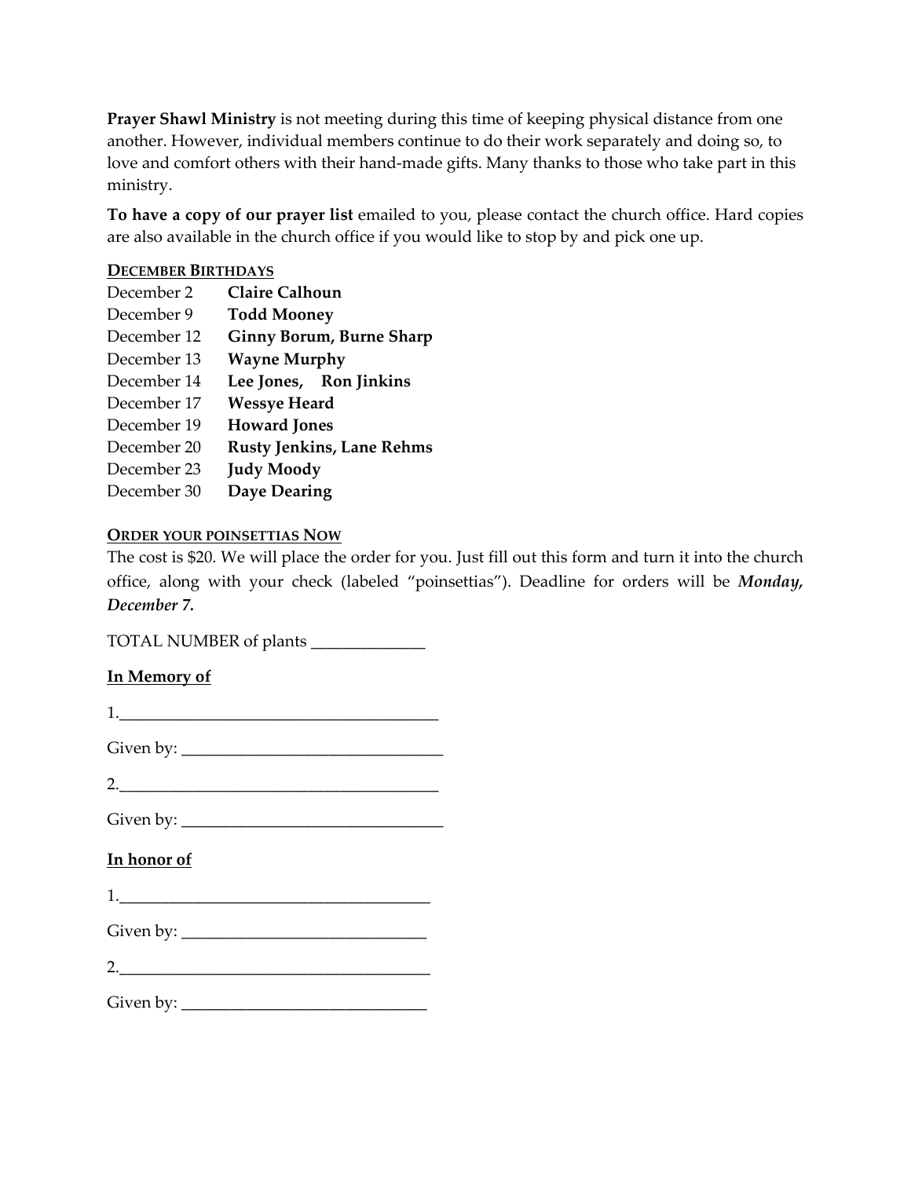**Prayer Shawl Ministry** is not meeting during this time of keeping physical distance from one another. However, individual members continue to do their work separately and doing so, to love and comfort others with their hand-made gifts. Many thanks to those who take part in this ministry.

**To have a copy of our prayer list** emailed to you, please contact the church office. Hard copies are also available in the church office if you would like to stop by and pick one up.

## DECEMBER BIRTHDAYS

| | |
|---|---|
| December 2 | **Claire Calhoun** |
| December 9 | **Todd Mooney** |
| December 12 | **Ginny Borum, Burne Sharp** |
| December 13 | **Wayne Murphy** |
| December 14 | **Lee Jones, Ron Jinkins** |
| December 17 | **Wessye Heard** |
| December 19 | **Howard Jones** |
| December 20 | **Rusty Jenkins, Lane Rehms** |
| December 23 | **Judy Moody** |
| December 30 | **Daye Dearing** |

## ORDER YOUR POINSETTIAS NOW

The cost is $20. We will place the order for you. Just fill out this form and turn it into the church office, along with your check (labeled "poinsettias"). Deadline for orders will be ***Monday, December 7.***

TOTAL NUMBER of plants ______________

**In Memory of**

1.________________________________________

Given by: ________________________________

2.________________________________________

Given by: ________________________________

**In honor of**

1.______________________________________

Given by: ______________________________

2.______________________________________

Given by: ______________________________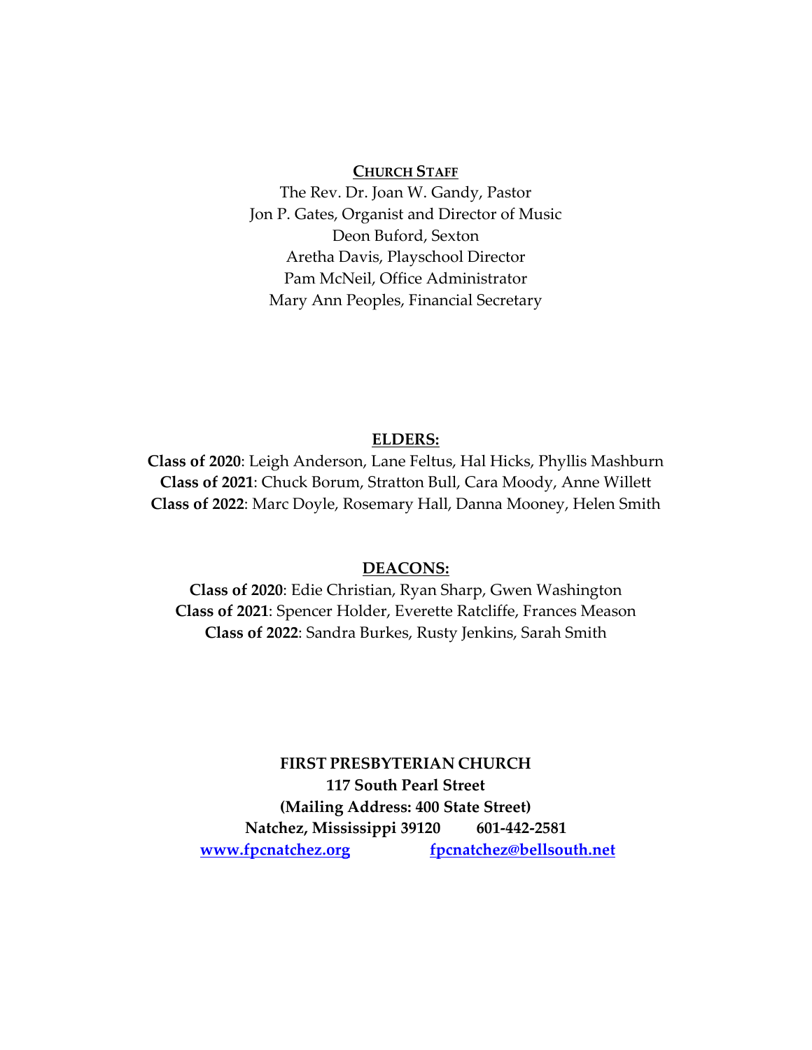## CHURCH STAFF

The Rev. Dr. Joan W. Gandy, Pastor
Jon P. Gates, Organist and Director of Music
Deon Buford, Sexton
Aretha Davis, Playschool Director
Pam McNeil, Office Administrator
Mary Ann Peoples, Financial Secretary

## ELDERS:

**Class of 2020**: Leigh Anderson, Lane Feltus, Hal Hicks, Phyllis Mashburn
**Class of 2021**: Chuck Borum, Stratton Bull, Cara Moody, Anne Willett
**Class of 2022**: Marc Doyle, Rosemary Hall, Danna Mooney, Helen Smith

## DEACONS:

**Class of 2020**: Edie Christian, Ryan Sharp, Gwen Washington
**Class of 2021**: Spencer Holder, Everette Ratcliffe, Frances Meason
**Class of 2022**: Sandra Burkes, Rusty Jenkins, Sarah Smith

**FIRST PRESBYTERIAN CHURCH**
**117 South Pearl Street**
**(Mailing Address: 400 State Street)**
**Natchez, Mississippi 39120 601-442-2581**
**www.fpcnatchez.org fpcnatchez@bellsouth.net**